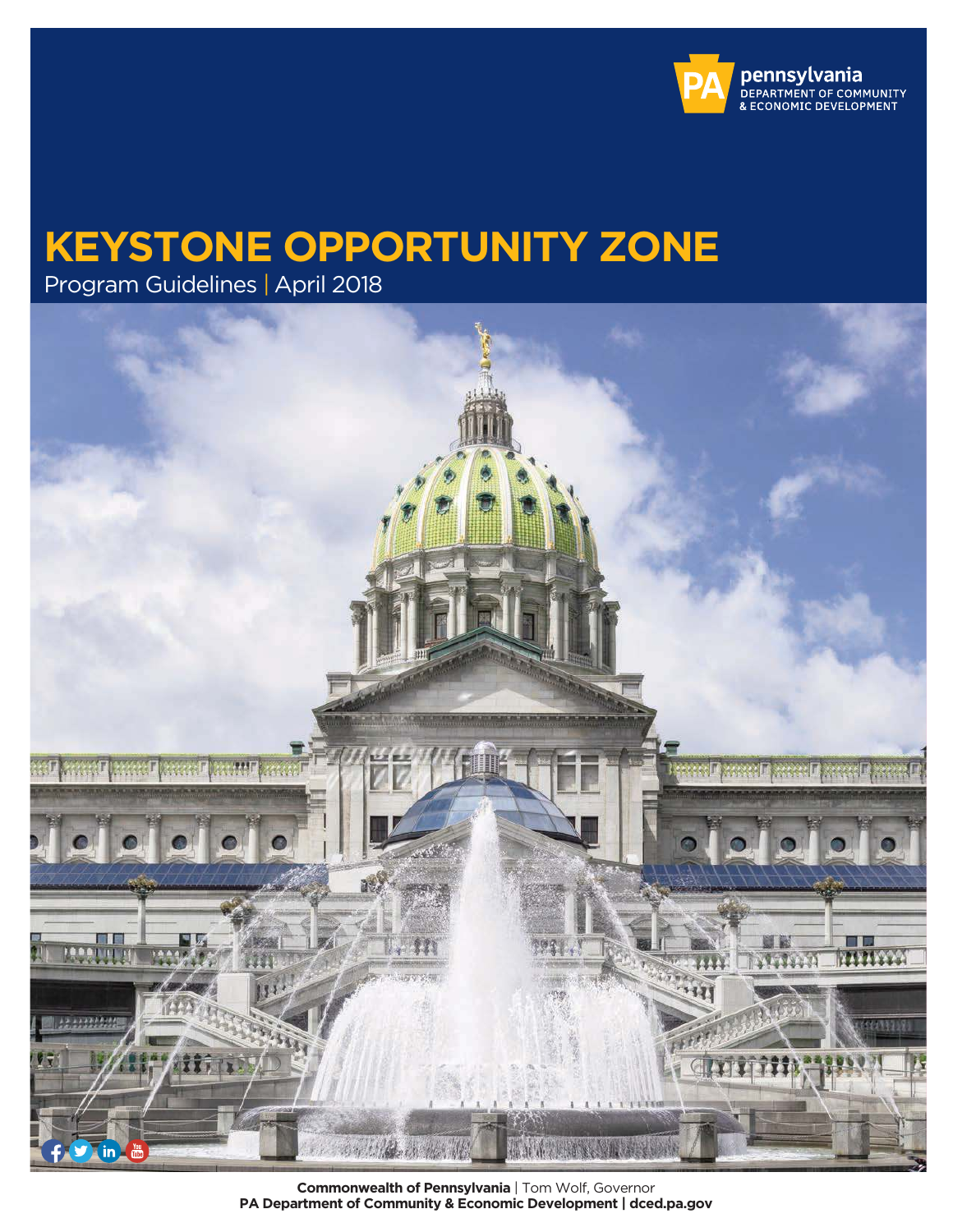pennsylvania
DEPARTMENT OF COMMUNITY
& ECONOMIC DEVELOPMENT

# KEYSTONE OPPORTUNITY ZONE

Program Guidelines | April 2018

**Commonwealth of Pennsylvania** | Tom Wolf, Governor
**PA Department of Community & Economic Development | dced.pa.gov**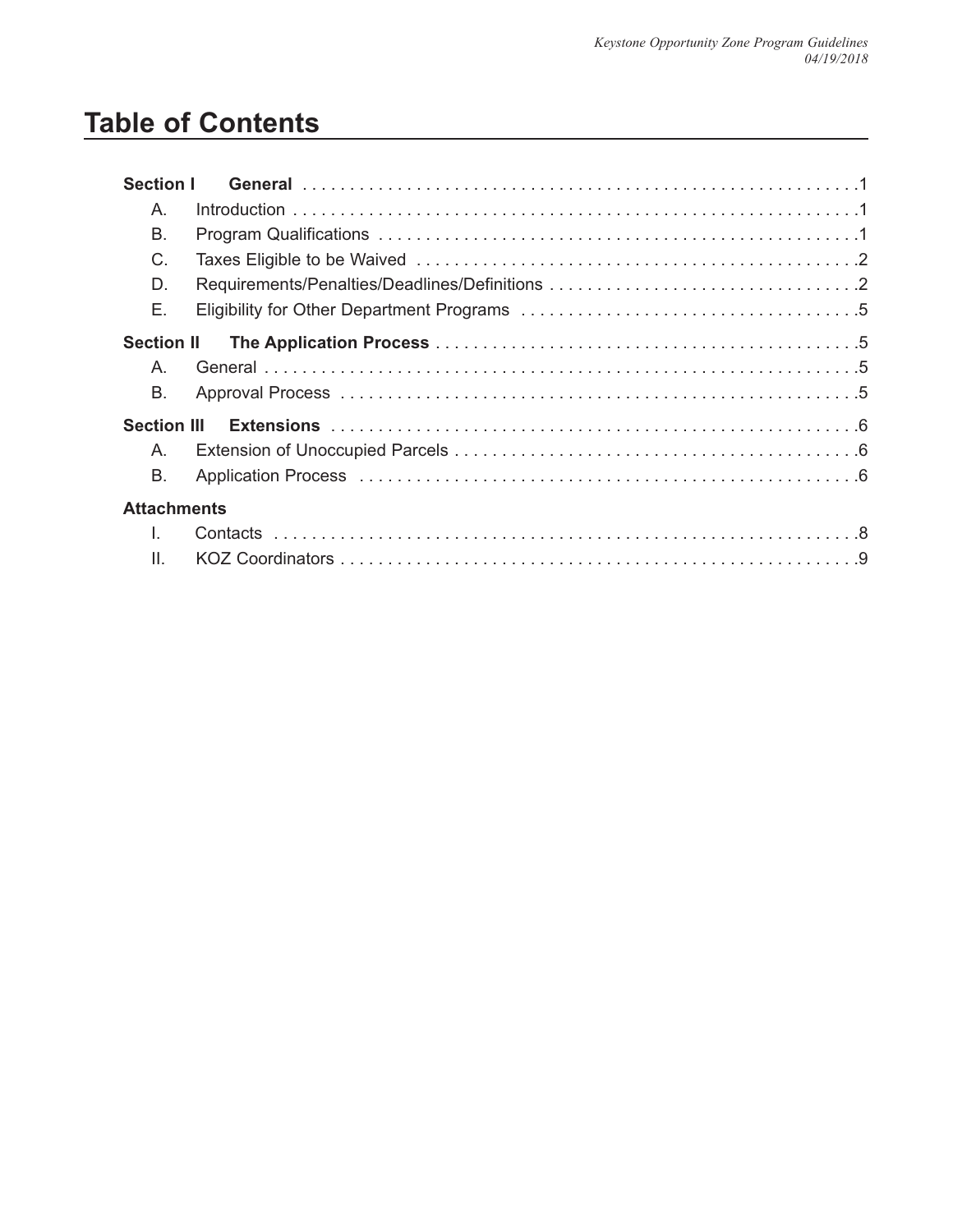# Table of Contents

**Section I General** . . . . . . . . . . 1

- A. Introduction . . . . . . . . . . 1
- B. Program Qualifications . . . . . . . . . . 1
- C. Taxes Eligible to be Waived . . . . . . . . . . 2
- D. Requirements/Penalties/Deadlines/Definitions . . . . . . . . . . 2
- E. Eligibility for Other Department Programs . . . . . . . . . . 5

**Section II The Application Process** . . . . . . . . . . 5

- A. General . . . . . . . . . . 5
- B. Approval Process . . . . . . . . . . 5

**Section III Extensions** . . . . . . . . . . 6

- A. Extension of Unoccupied Parcels . . . . . . . . . . 6
- B. Application Process . . . . . . . . . . 6

**Attachments**

- I. Contacts . . . . . . . . . . 8
- II. KOZ Coordinators . . . . . . . . . . 9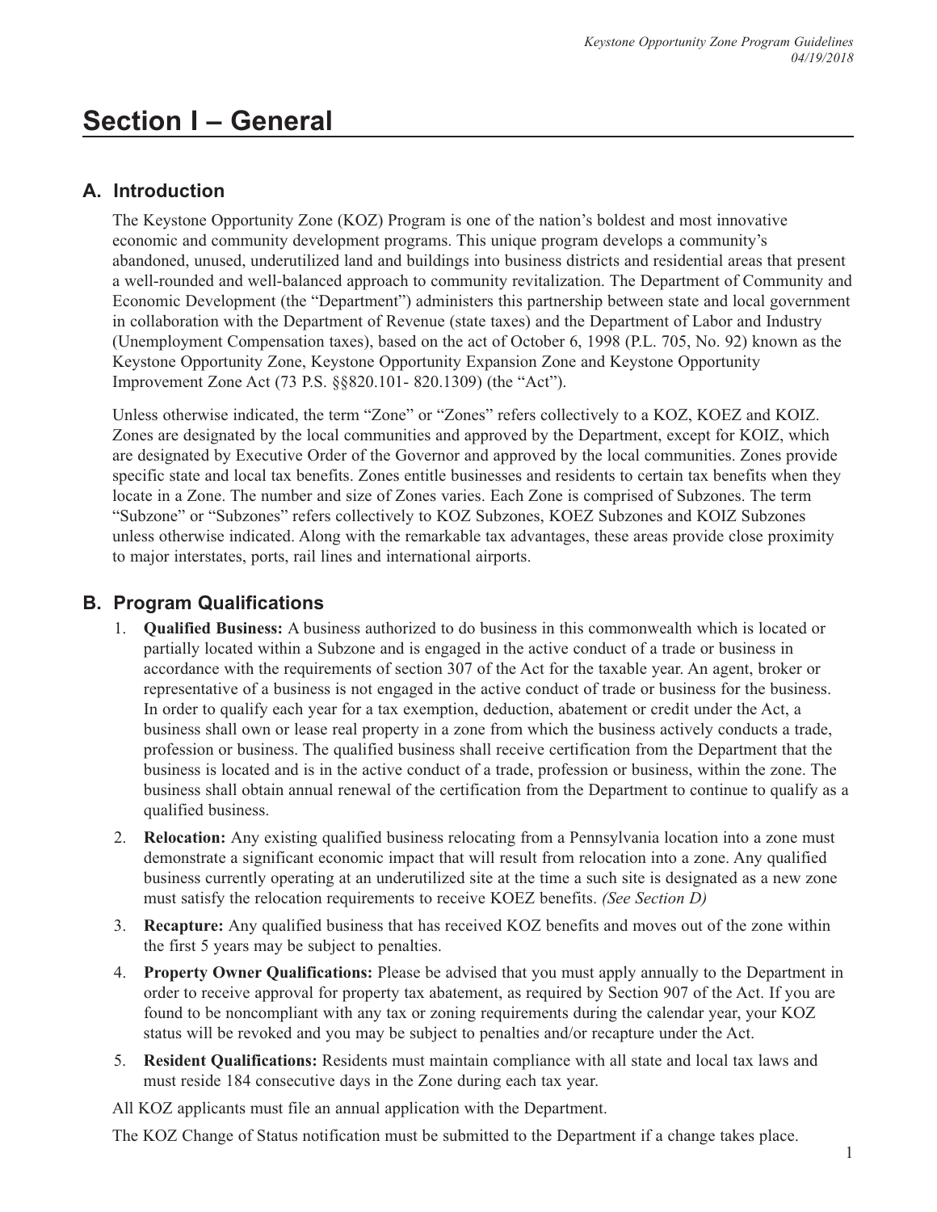# Section I – General

## A. Introduction

The Keystone Opportunity Zone (KOZ) Program is one of the nation's boldest and most innovative economic and community development programs. This unique program develops a community's abandoned, unused, underutilized land and buildings into business districts and residential areas that present a well-rounded and well-balanced approach to community revitalization. The Department of Community and Economic Development (the "Department") administers this partnership between state and local government in collaboration with the Department of Revenue (state taxes) and the Department of Labor and Industry (Unemployment Compensation taxes), based on the act of October 6, 1998 (P.L. 705, No. 92) known as the Keystone Opportunity Zone, Keystone Opportunity Expansion Zone and Keystone Opportunity Improvement Zone Act (73 P.S. §§820.101- 820.1309) (the "Act").

Unless otherwise indicated, the term "Zone" or "Zones" refers collectively to a KOZ, KOEZ and KOIZ. Zones are designated by the local communities and approved by the Department, except for KOIZ, which are designated by Executive Order of the Governor and approved by the local communities. Zones provide specific state and local tax benefits. Zones entitle businesses and residents to certain tax benefits when they locate in a Zone. The number and size of Zones varies. Each Zone is comprised of Subzones. The term "Subzone" or "Subzones" refers collectively to KOZ Subzones, KOEZ Subzones and KOIZ Subzones unless otherwise indicated. Along with the remarkable tax advantages, these areas provide close proximity to major interstates, ports, rail lines and international airports.

## B. Program Qualifications

1. **Qualified Business:** A business authorized to do business in this commonwealth which is located or partially located within a Subzone and is engaged in the active conduct of a trade or business in accordance with the requirements of section 307 of the Act for the taxable year. An agent, broker or representative of a business is not engaged in the active conduct of trade or business for the business. In order to qualify each year for a tax exemption, deduction, abatement or credit under the Act, a business shall own or lease real property in a zone from which the business actively conducts a trade, profession or business. The qualified business shall receive certification from the Department that the business is located and is in the active conduct of a trade, profession or business, within the zone. The business shall obtain annual renewal of the certification from the Department to continue to qualify as a qualified business.
2. **Relocation:** Any existing qualified business relocating from a Pennsylvania location into a zone must demonstrate a significant economic impact that will result from relocation into a zone. Any qualified business currently operating at an underutilized site at the time a such site is designated as a new zone must satisfy the relocation requirements to receive KOEZ benefits. *(See Section D)*
3. **Recapture:** Any qualified business that has received KOZ benefits and moves out of the zone within the first 5 years may be subject to penalties.
4. **Property Owner Qualifications:** Please be advised that you must apply annually to the Department in order to receive approval for property tax abatement, as required by Section 907 of the Act. If you are found to be noncompliant with any tax or zoning requirements during the calendar year, your KOZ status will be revoked and you may be subject to penalties and/or recapture under the Act.
5. **Resident Qualifications:** Residents must maintain compliance with all state and local tax laws and must reside 184 consecutive days in the Zone during each tax year.

All KOZ applicants must file an annual application with the Department.

The KOZ Change of Status notification must be submitted to the Department if a change takes place.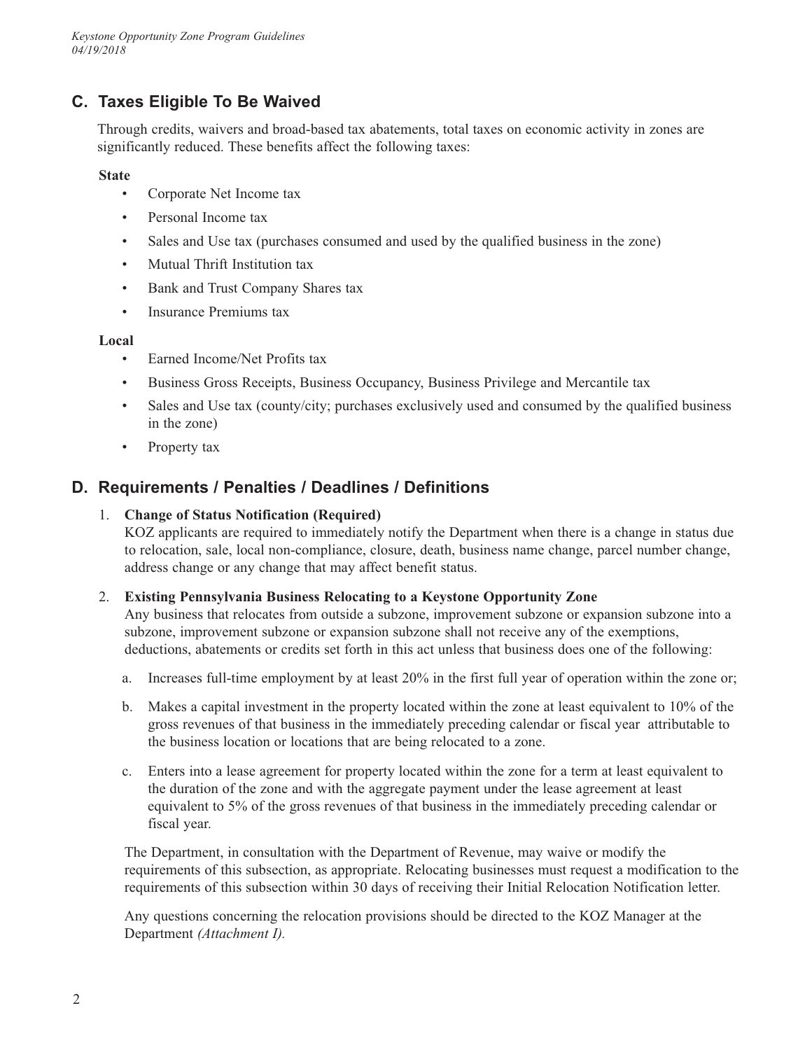## C. Taxes Eligible To Be Waived

Through credits, waivers and broad-based tax abatements, total taxes on economic activity in zones are significantly reduced. These benefits affect the following taxes:

**State**

- Corporate Net Income tax
- Personal Income tax
- Sales and Use tax (purchases consumed and used by the qualified business in the zone)
- Mutual Thrift Institution tax
- Bank and Trust Company Shares tax
- Insurance Premiums tax

**Local**

- Earned Income/Net Profits tax
- Business Gross Receipts, Business Occupancy, Business Privilege and Mercantile tax
- Sales and Use tax (county/city; purchases exclusively used and consumed by the qualified business in the zone)
- Property tax

## D. Requirements / Penalties / Deadlines / Definitions

1. **Change of Status Notification (Required)**
   KOZ applicants are required to immediately notify the Department when there is a change in status due to relocation, sale, local non-compliance, closure, death, business name change, parcel number change, address change or any change that may affect benefit status.

2. **Existing Pennsylvania Business Relocating to a Keystone Opportunity Zone**
   Any business that relocates from outside a subzone, improvement subzone or expansion subzone into a subzone, improvement subzone or expansion subzone shall not receive any of the exemptions, deductions, abatements or credits set forth in this act unless that business does one of the following:

   a. Increases full-time employment by at least 20% in the first full year of operation within the zone or;

   b. Makes a capital investment in the property located within the zone at least equivalent to 10% of the gross revenues of that business in the immediately preceding calendar or fiscal year attributable to the business location or locations that are being relocated to a zone.

   c. Enters into a lease agreement for property located within the zone for a term at least equivalent to the duration of the zone and with the aggregate payment under the lease agreement at least equivalent to 5% of the gross revenues of that business in the immediately preceding calendar or fiscal year.

   The Department, in consultation with the Department of Revenue, may waive or modify the requirements of this subsection, as appropriate. Relocating businesses must request a modification to the requirements of this subsection within 30 days of receiving their Initial Relocation Notification letter.

   Any questions concerning the relocation provisions should be directed to the KOZ Manager at the Department *(Attachment I).*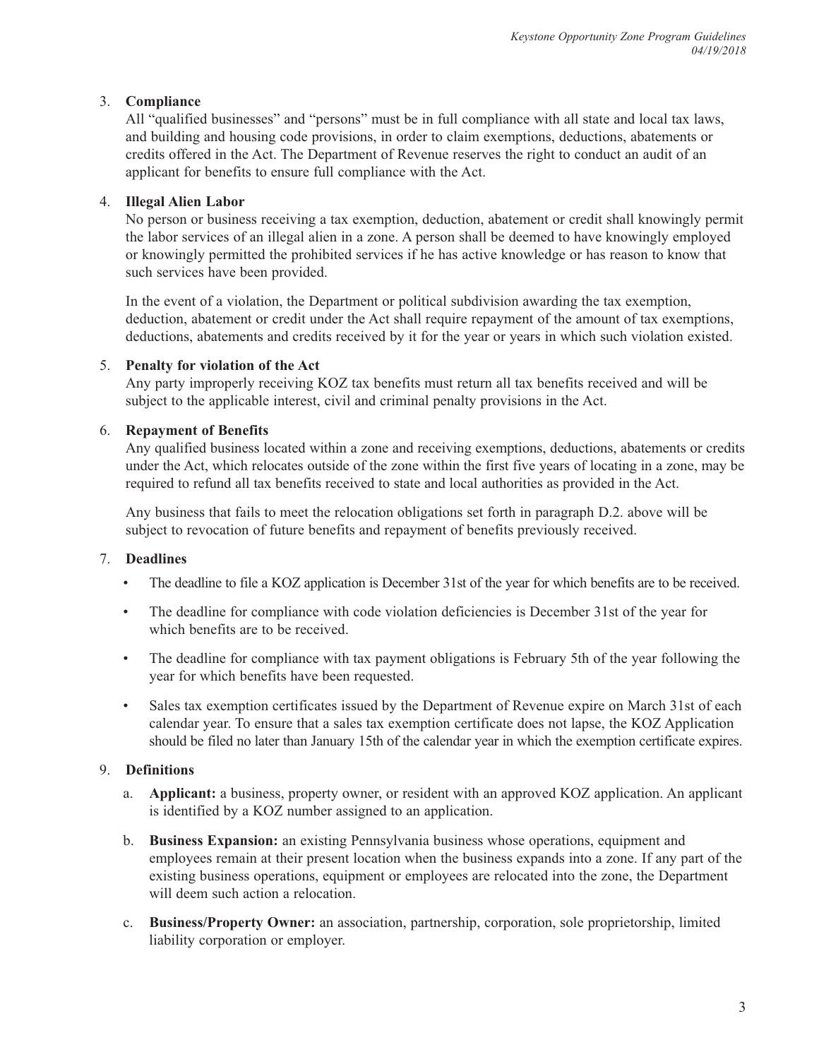3. **Compliance**
   All "qualified businesses" and "persons" must be in full compliance with all state and local tax laws, and building and housing code provisions, in order to claim exemptions, deductions, abatements or credits offered in the Act. The Department of Revenue reserves the right to conduct an audit of an applicant for benefits to ensure full compliance with the Act.

4. **Illegal Alien Labor**
   No person or business receiving a tax exemption, deduction, abatement or credit shall knowingly permit the labor services of an illegal alien in a zone. A person shall be deemed to have knowingly employed or knowingly permitted the prohibited services if he has active knowledge or has reason to know that such services have been provided.

   In the event of a violation, the Department or political subdivision awarding the tax exemption, deduction, abatement or credit under the Act shall require repayment of the amount of tax exemptions, deductions, abatements and credits received by it for the year or years in which such violation existed.

5. **Penalty for violation of the Act**
   Any party improperly receiving KOZ tax benefits must return all tax benefits received and will be subject to the applicable interest, civil and criminal penalty provisions in the Act.

6. **Repayment of Benefits**
   Any qualified business located within a zone and receiving exemptions, deductions, abatements or credits under the Act, which relocates outside of the zone within the first five years of locating in a zone, may be required to refund all tax benefits received to state and local authorities as provided in the Act.

   Any business that fails to meet the relocation obligations set forth in paragraph D.2. above will be subject to revocation of future benefits and repayment of benefits previously received.

7. **Deadlines**
   - The deadline to file a KOZ application is December 31st of the year for which benefits are to be received.
   - The deadline for compliance with code violation deficiencies is December 31st of the year for which benefits are to be received.
   - The deadline for compliance with tax payment obligations is February 5th of the year following the year for which benefits have been requested.
   - Sales tax exemption certificates issued by the Department of Revenue expire on March 31st of each calendar year. To ensure that a sales tax exemption certificate does not lapse, the KOZ Application should be filed no later than January 15th of the calendar year in which the exemption certificate expires.

9. **Definitions**
   a. **Applicant:** a business, property owner, or resident with an approved KOZ application. An applicant is identified by a KOZ number assigned to an application.

   b. **Business Expansion:** an existing Pennsylvania business whose operations, equipment and employees remain at their present location when the business expands into a zone. If any part of the existing business operations, equipment or employees are relocated into the zone, the Department will deem such action a relocation.

   c. **Business/Property Owner:** an association, partnership, corporation, sole proprietorship, limited liability corporation or employer.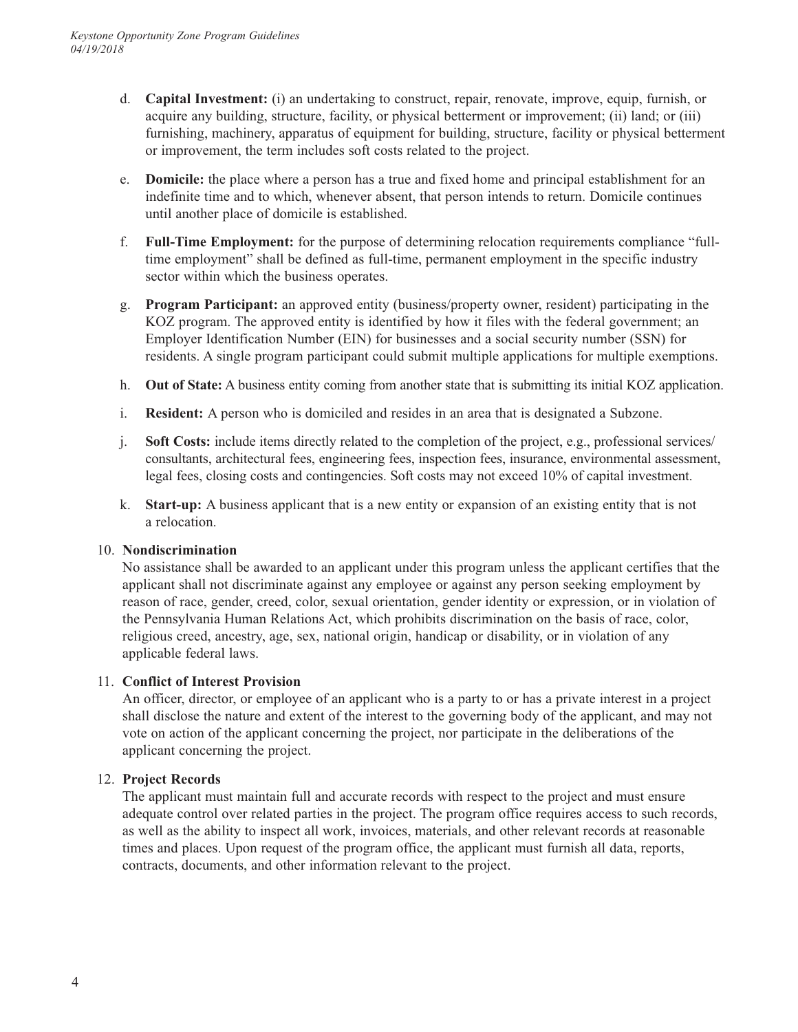d. **Capital Investment:** (i) an undertaking to construct, repair, renovate, improve, equip, furnish, or acquire any building, structure, facility, or physical betterment or improvement; (ii) land; or (iii) furnishing, machinery, apparatus of equipment for building, structure, facility or physical betterment or improvement, the term includes soft costs related to the project.

e. **Domicile:** the place where a person has a true and fixed home and principal establishment for an indefinite time and to which, whenever absent, that person intends to return. Domicile continues until another place of domicile is established.

f. **Full-Time Employment:** for the purpose of determining relocation requirements compliance "full-time employment" shall be defined as full-time, permanent employment in the specific industry sector within which the business operates.

g. **Program Participant:** an approved entity (business/property owner, resident) participating in the KOZ program. The approved entity is identified by how it files with the federal government; an Employer Identification Number (EIN) for businesses and a social security number (SSN) for residents. A single program participant could submit multiple applications for multiple exemptions.

h. **Out of State:** A business entity coming from another state that is submitting its initial KOZ application.

i. **Resident:** A person who is domiciled and resides in an area that is designated a Subzone.

j. **Soft Costs:** include items directly related to the completion of the project, e.g., professional services/consultants, architectural fees, engineering fees, inspection fees, insurance, environmental assessment, legal fees, closing costs and contingencies. Soft costs may not exceed 10% of capital investment.

k. **Start-up:** A business applicant that is a new entity or expansion of an existing entity that is not a relocation.

10. **Nondiscrimination**

No assistance shall be awarded to an applicant under this program unless the applicant certifies that the applicant shall not discriminate against any employee or against any person seeking employment by reason of race, gender, creed, color, sexual orientation, gender identity or expression, or in violation of the Pennsylvania Human Relations Act, which prohibits discrimination on the basis of race, color, religious creed, ancestry, age, sex, national origin, handicap or disability, or in violation of any applicable federal laws.

11. **Conflict of Interest Provision**

An officer, director, or employee of an applicant who is a party to or has a private interest in a project shall disclose the nature and extent of the interest to the governing body of the applicant, and may not vote on action of the applicant concerning the project, nor participate in the deliberations of the applicant concerning the project.

12. **Project Records**

The applicant must maintain full and accurate records with respect to the project and must ensure adequate control over related parties in the project. The program office requires access to such records, as well as the ability to inspect all work, invoices, materials, and other relevant records at reasonable times and places. Upon request of the program office, the applicant must furnish all data, reports, contracts, documents, and other information relevant to the project.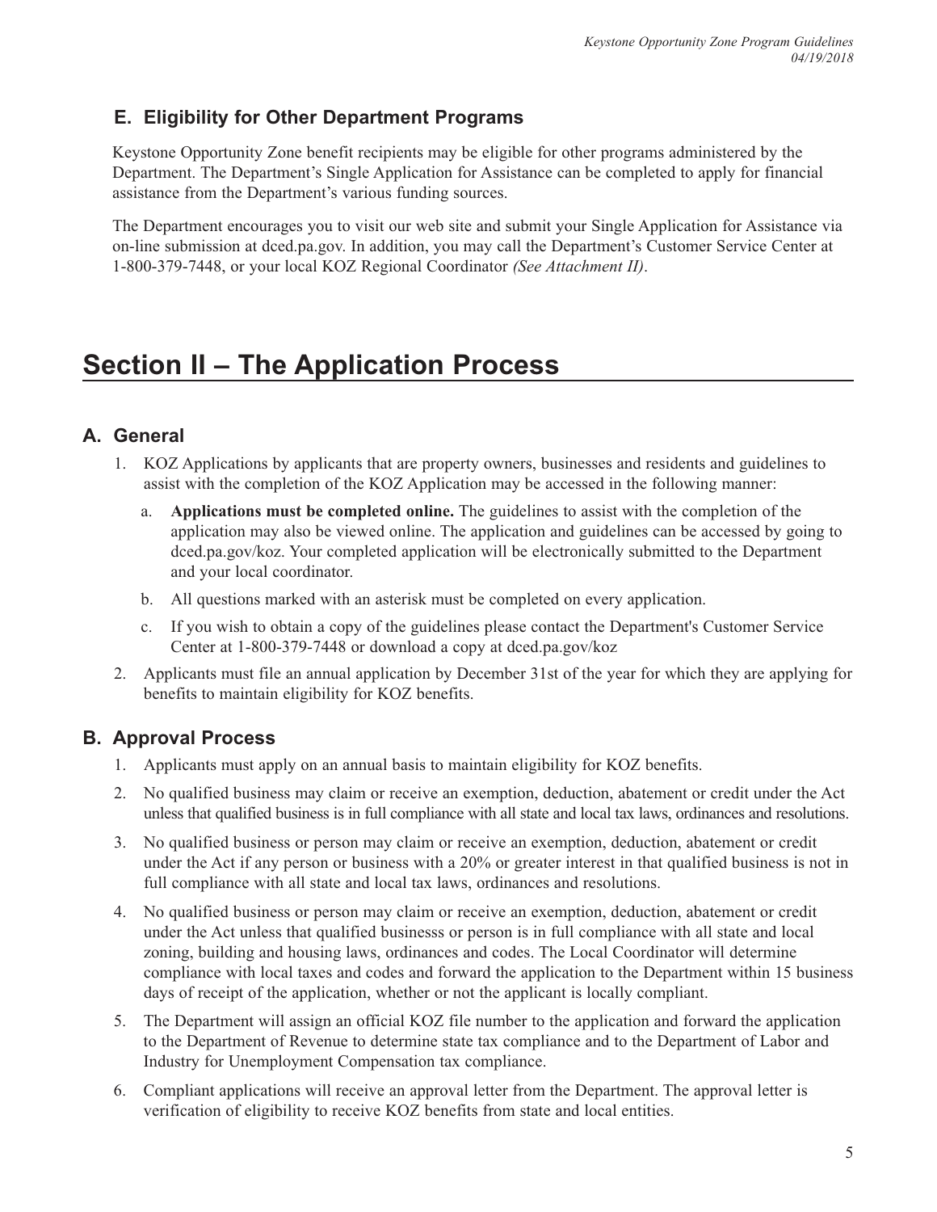### E. Eligibility for Other Department Programs

Keystone Opportunity Zone benefit recipients may be eligible for other programs administered by the Department. The Department's Single Application for Assistance can be completed to apply for financial assistance from the Department's various funding sources.

The Department encourages you to visit our web site and submit your Single Application for Assistance via on-line submission at dced.pa.gov. In addition, you may call the Department's Customer Service Center at 1-800-379-7448, or your local KOZ Regional Coordinator *(See Attachment II)*.

# Section II – The Application Process

## A. General

1. KOZ Applications by applicants that are property owners, businesses and residents and guidelines to assist with the completion of the KOZ Application may be accessed in the following manner:
   a. **Applications must be completed online.** The guidelines to assist with the completion of the application may also be viewed online. The application and guidelines can be accessed by going to dced.pa.gov/koz. Your completed application will be electronically submitted to the Department and your local coordinator.
   b. All questions marked with an asterisk must be completed on every application.
   c. If you wish to obtain a copy of the guidelines please contact the Department's Customer Service Center at 1-800-379-7448 or download a copy at dced.pa.gov/koz
2. Applicants must file an annual application by December 31st of the year for which they are applying for benefits to maintain eligibility for KOZ benefits.

## B. Approval Process

1. Applicants must apply on an annual basis to maintain eligibility for KOZ benefits.
2. No qualified business may claim or receive an exemption, deduction, abatement or credit under the Act unless that qualified business is in full compliance with all state and local tax laws, ordinances and resolutions.
3. No qualified business or person may claim or receive an exemption, deduction, abatement or credit under the Act if any person or business with a 20% or greater interest in that qualified business is not in full compliance with all state and local tax laws, ordinances and resolutions.
4. No qualified business or person may claim or receive an exemption, deduction, abatement or credit under the Act unless that qualified businesss or person is in full compliance with all state and local zoning, building and housing laws, ordinances and codes. The Local Coordinator will determine compliance with local taxes and codes and forward the application to the Department within 15 business days of receipt of the application, whether or not the applicant is locally compliant.
5. The Department will assign an official KOZ file number to the application and forward the application to the Department of Revenue to determine state tax compliance and to the Department of Labor and Industry for Unemployment Compensation tax compliance.
6. Compliant applications will receive an approval letter from the Department. The approval letter is verification of eligibility to receive KOZ benefits from state and local entities.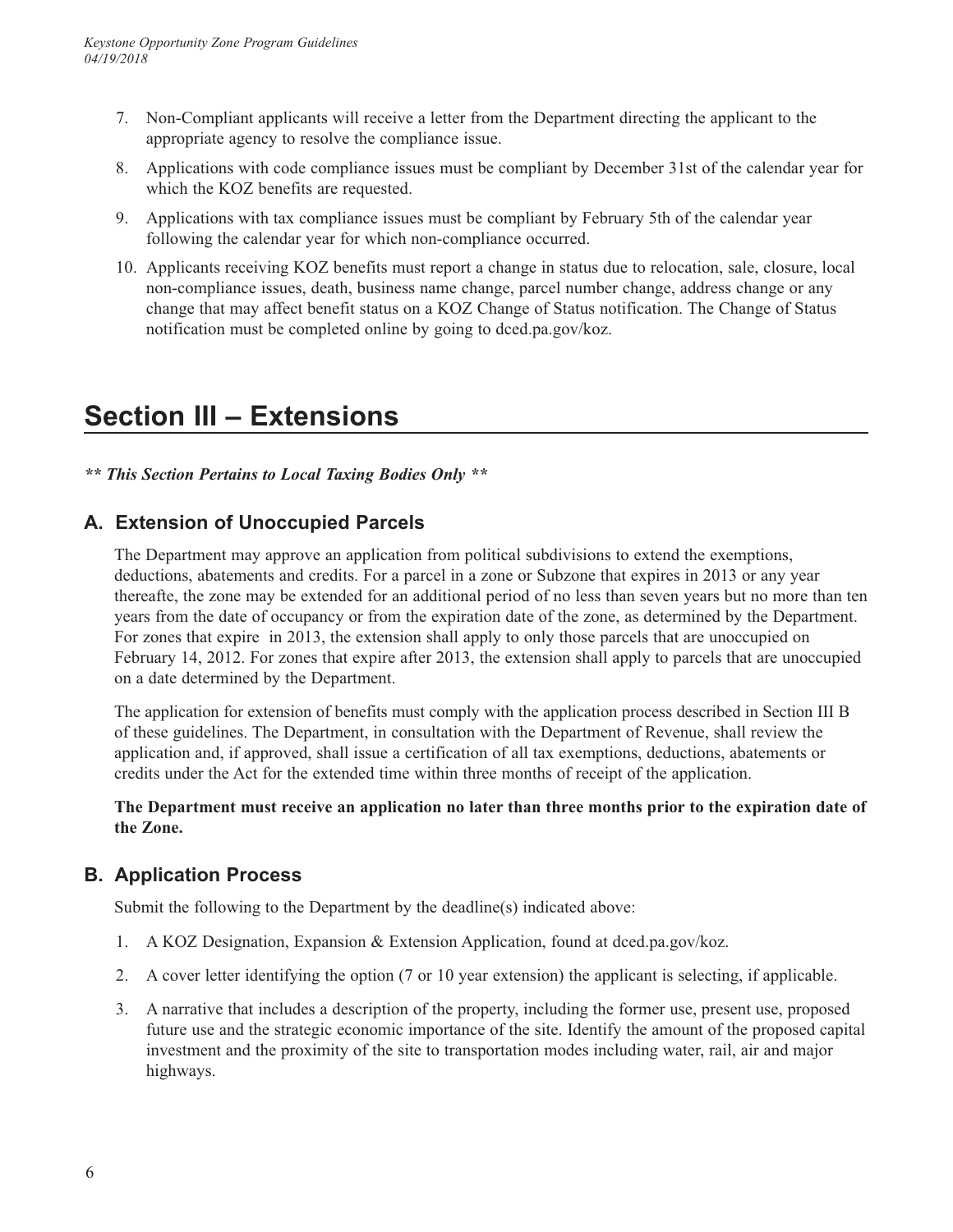7. Non-Compliant applicants will receive a letter from the Department directing the applicant to the appropriate agency to resolve the compliance issue.
8. Applications with code compliance issues must be compliant by December 31st of the calendar year for which the KOZ benefits are requested.
9. Applications with tax compliance issues must be compliant by February 5th of the calendar year following the calendar year for which non-compliance occurred.
10. Applicants receiving KOZ benefits must report a change in status due to relocation, sale, closure, local non-compliance issues, death, business name change, parcel number change, address change or any change that may affect benefit status on a KOZ Change of Status notification. The Change of Status notification must be completed online by going to dced.pa.gov/koz.

# Section III – Extensions

***\*\* This Section Pertains to Local Taxing Bodies Only \*\****

## A. Extension of Unoccupied Parcels

The Department may approve an application from political subdivisions to extend the exemptions, deductions, abatements and credits. For a parcel in a zone or Subzone that expires in 2013 or any year thereafte, the zone may be extended for an additional period of no less than seven years but no more than ten years from the date of occupancy or from the expiration date of the zone, as determined by the Department. For zones that expire in 2013, the extension shall apply to only those parcels that are unoccupied on February 14, 2012. For zones that expire after 2013, the extension shall apply to parcels that are unoccupied on a date determined by the Department.

The application for extension of benefits must comply with the application process described in Section III B of these guidelines. The Department, in consultation with the Department of Revenue, shall review the application and, if approved, shall issue a certification of all tax exemptions, deductions, abatements or credits under the Act for the extended time within three months of receipt of the application.

**The Department must receive an application no later than three months prior to the expiration date of the Zone.**

## B. Application Process

Submit the following to the Department by the deadline(s) indicated above:

1. A KOZ Designation, Expansion & Extension Application, found at dced.pa.gov/koz.
2. A cover letter identifying the option (7 or 10 year extension) the applicant is selecting, if applicable.
3. A narrative that includes a description of the property, including the former use, present use, proposed future use and the strategic economic importance of the site. Identify the amount of the proposed capital investment and the proximity of the site to transportation modes including water, rail, air and major highways.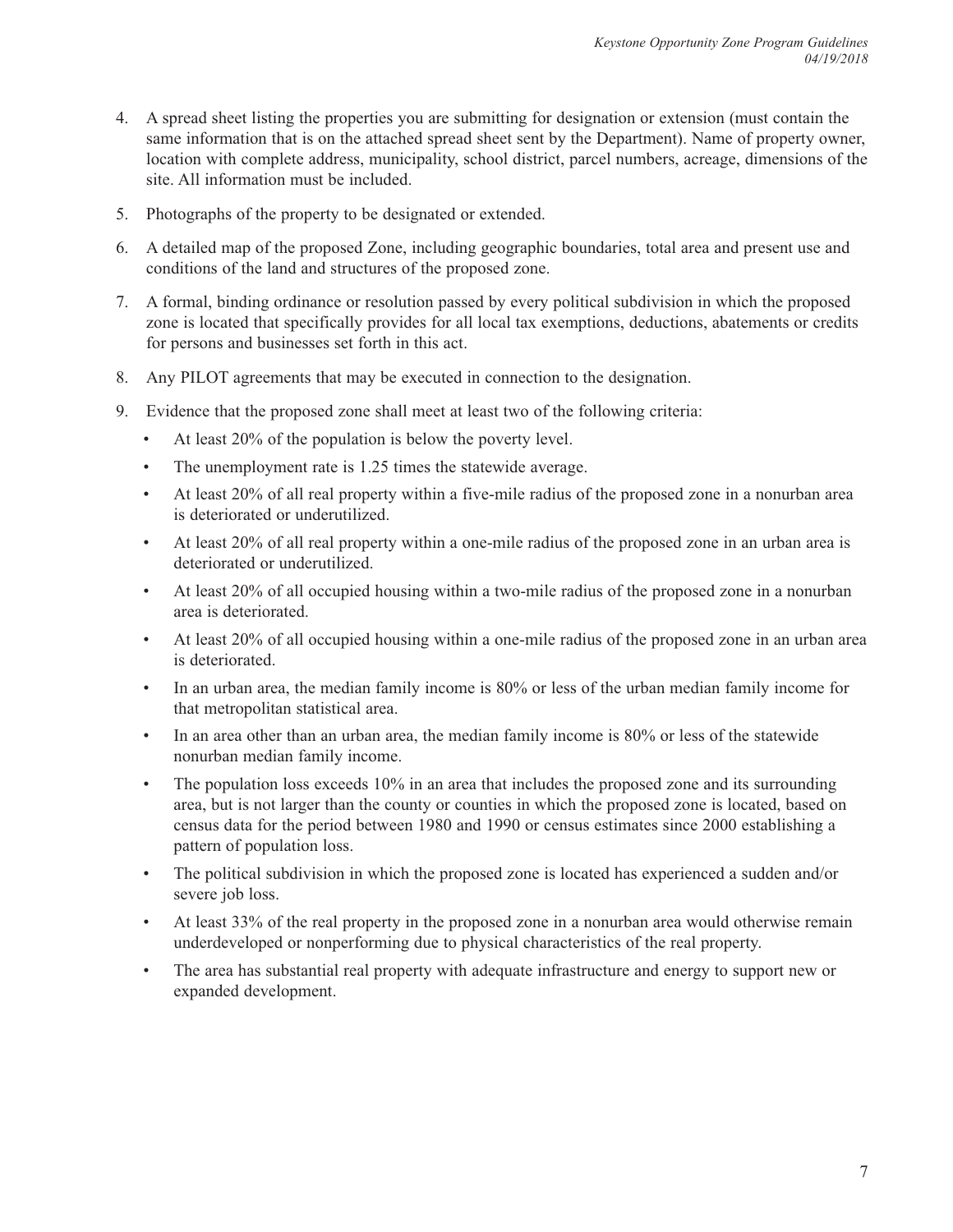4. A spread sheet listing the properties you are submitting for designation or extension (must contain the same information that is on the attached spread sheet sent by the Department). Name of property owner, location with complete address, municipality, school district, parcel numbers, acreage, dimensions of the site. All information must be included.

5. Photographs of the property to be designated or extended.

6. A detailed map of the proposed Zone, including geographic boundaries, total area and present use and conditions of the land and structures of the proposed zone.

7. A formal, binding ordinance or resolution passed by every political subdivision in which the proposed zone is located that specifically provides for all local tax exemptions, deductions, abatements or credits for persons and businesses set forth in this act.

8. Any PILOT agreements that may be executed in connection to the designation.

9. Evidence that the proposed zone shall meet at least two of the following criteria:
   - At least 20% of the population is below the poverty level.
   - The unemployment rate is 1.25 times the statewide average.
   - At least 20% of all real property within a five-mile radius of the proposed zone in a nonurban area is deteriorated or underutilized.
   - At least 20% of all real property within a one-mile radius of the proposed zone in an urban area is deteriorated or underutilized.
   - At least 20% of all occupied housing within a two-mile radius of the proposed zone in a nonurban area is deteriorated.
   - At least 20% of all occupied housing within a one-mile radius of the proposed zone in an urban area is deteriorated.
   - In an urban area, the median family income is 80% or less of the urban median family income for that metropolitan statistical area.
   - In an area other than an urban area, the median family income is 80% or less of the statewide nonurban median family income.
   - The population loss exceeds 10% in an area that includes the proposed zone and its surrounding area, but is not larger than the county or counties in which the proposed zone is located, based on census data for the period between 1980 and 1990 or census estimates since 2000 establishing a pattern of population loss.
   - The political subdivision in which the proposed zone is located has experienced a sudden and/or severe job loss.
   - At least 33% of the real property in the proposed zone in a nonurban area would otherwise remain underdeveloped or nonperforming due to physical characteristics of the real property.
   - The area has substantial real property with adequate infrastructure and energy to support new or expanded development.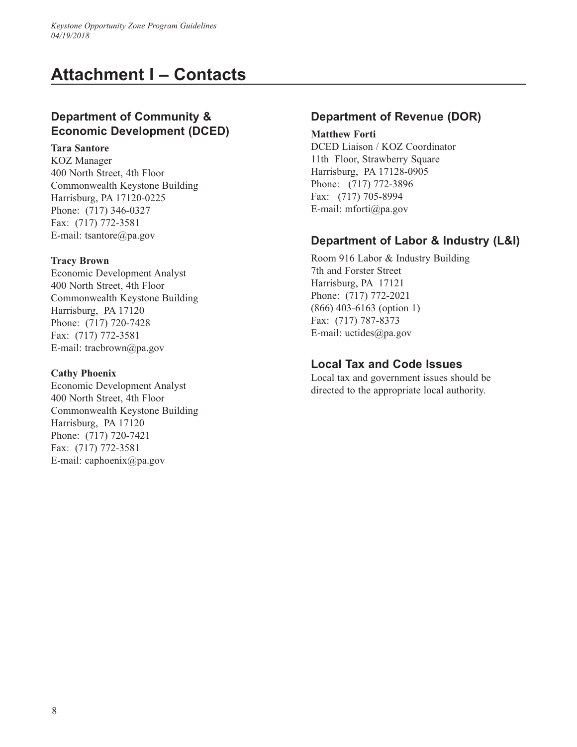# Attachment I – Contacts

## Department of Community & Economic Development (DCED)

**Tara Santore**
KOZ Manager
400 North Street, 4th Floor
Commonwealth Keystone Building
Harrisburg, PA 17120-0225
Phone: (717) 346-0327
Fax: (717) 772-3581
E-mail: tsantore@pa.gov

**Tracy Brown**
Economic Development Analyst
400 North Street, 4th Floor
Commonwealth Keystone Building
Harrisburg, PA 17120
Phone: (717) 720-7428
Fax: (717) 772-3581
E-mail: tracbrown@pa.gov

**Cathy Phoenix**
Economic Development Analyst
400 North Street, 4th Floor
Commonwealth Keystone Building
Harrisburg, PA 17120
Phone: (717) 720-7421
Fax: (717) 772-3581
E-mail: caphoenix@pa.gov

## Department of Revenue (DOR)

**Matthew Forti**
DCED Liaison / KOZ Coordinator
11th Floor, Strawberry Square
Harrisburg, PA 17128-0905
Phone: (717) 772-3896
Fax: (717) 705-8994
E-mail: mforti@pa.gov

## Department of Labor & Industry (L&I)

Room 916 Labor & Industry Building
7th and Forster Street
Harrisburg, PA 17121
Phone: (717) 772-2021
(866) 403-6163 (option 1)
Fax: (717) 787-8373
E-mail: uctides@pa.gov

## Local Tax and Code Issues

Local tax and government issues should be directed to the appropriate local authority.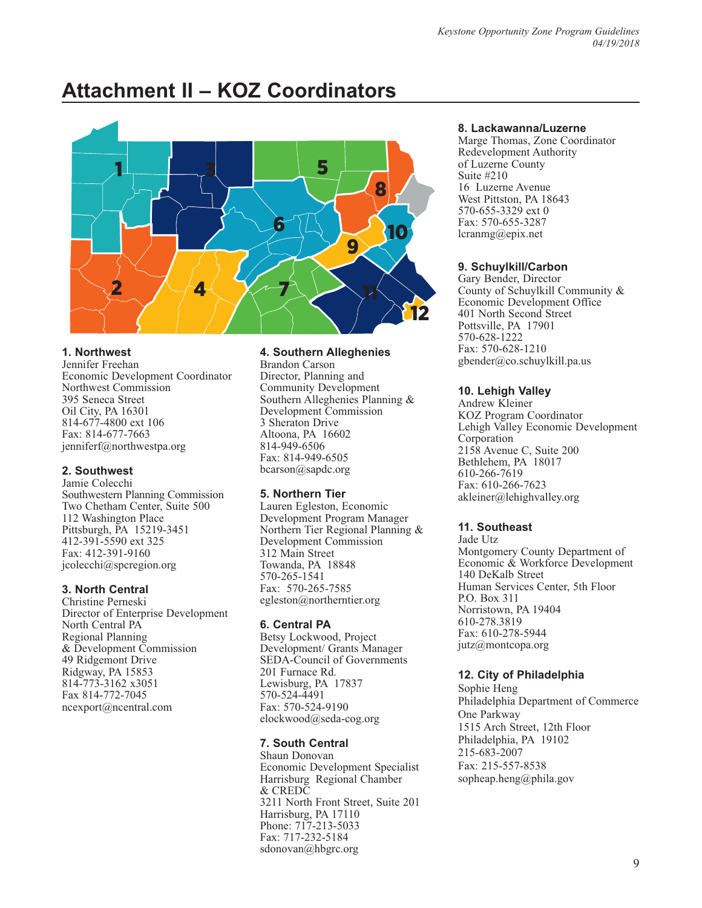# Attachment II – KOZ Coordinators

1
3
5
8
6
10
9
2
4
7
11
12

### 1. Northwest

Jennifer Freehan
Economic Development Coordinator
Northwest Commission
395 Seneca Street
Oil City, PA 16301
814-677-4800 ext 106
Fax: 814-677-7663
jenniferf@northwestpa.org

### 2. Southwest

Jamie Colecchi
Southwestern Planning Commission
Two Chetham Center, Suite 500
112 Washington Place
Pittsburgh, PA 15219-3451
412-391-5590 ext 325
Fax: 412-391-9160
jcolecchi@spcregion.org

### 3. North Central

Christine Perneski
Director of Enterprise Development
North Central PA
Regional Planning
& Development Commission
49 Ridgemont Drive
Ridgway, PA 15853
814-773-3162 x3051
Fax 814-772-7045
ncexport@ncentral.com

### 4. Southern Alleghenies

Brandon Carson
Director, Planning and
Community Development
Southern Alleghenies Planning &
Development Commission
3 Sheraton Drive
Altoona, PA 16602
814-949-6506
Fax: 814-949-6505
bcarson@sapdc.org

### 5. Northern Tier

Lauren Egleston, Economic
Development Program Manager
Northern Tier Regional Planning &
Development Commission
312 Main Street
Towanda, PA 18848
570-265-1541
Fax: 570-265-7585
egleston@northerntier.org

### 6. Central PA

Betsy Lockwood, Project
Development/ Grants Manager
SEDA-Council of Governments
201 Furnace Rd.
Lewisburg, PA 17837
570-524-4491
Fax: 570-524-9190
elockwood@seda-cog.org

### 7. South Central

Shaun Donovan
Economic Development Specialist
Harrisburg Regional Chamber
& CREDC
3211 North Front Street, Suite 201
Harrisburg, PA 17110
Phone: 717-213-5033
Fax: 717-232-5184
sdonovan@hbgrc.org

### 8. Lackawanna/Luzerne

Marge Thomas, Zone Coordinator
Redevelopment Authority
of Luzerne County
Suite #210
16 Luzerne Avenue
West Pittston, PA 18643
570-655-3329 ext 0
Fax: 570-655-3287
lcranmg@epix.net

### 9. Schuylkill/Carbon

Gary Bender, Director
County of Schuylkill Community &
Economic Development Office
401 North Second Street
Pottsville, PA 17901
570-628-1222
Fax: 570-628-1210
gbender@co.schuylkill.pa.us

### 10. Lehigh Valley

Andrew Kleiner
KOZ Program Coordinator
Lehigh Valley Economic Development
Corporation
2158 Avenue C, Suite 200
Bethlehem, PA 18017
610-266-7619
Fax: 610-266-7623
akleiner@lehighvalley.org

### 11. Southeast

Jade Utz
Montgomery County Department of
Economic & Workforce Development
140 DeKalb Street
Human Services Center, 5th Floor
P.O. Box 311
Norristown, PA 19404
610-278.3819
Fax: 610-278-5944
jutz@montcopa.org

### 12. City of Philadelphia

Sophie Heng
Philadelphia Department of Commerce
One Parkway
1515 Arch Street, 12th Floor
Philadelphia, PA 19102
215-683-2007
Fax: 215-557-8538
sopheap.heng@phila.gov